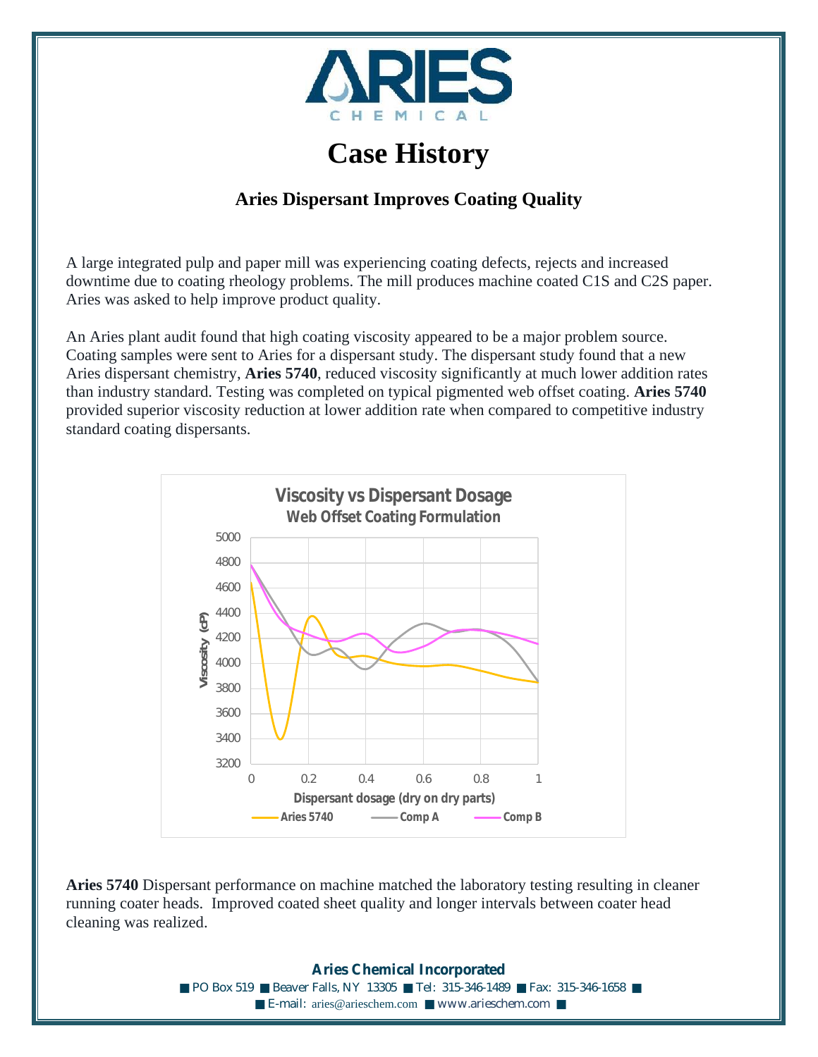# Case History

## Aries Dispersant Improves Coating Quality

A large integrated pulp and paper mill was experiencing coating defects, rejects and increased downtime due to coating rheology problems. The mill produces machine coated C1S and C2S paper. Aries was asked to help improve product quality.

An Aries plant audit found that high coating viscosity appeared to be a major problem source. Coating samples were sent to Aries for a dispersant study. The dispersant study found that a new Aries dispersant chemistry, **Aries 5740**, reduced viscosity significantly at much lower addition rates than industry standard. Testing was completed on typical pigmented web offset coating. **Aries 5740** provided superior viscosity reduction at lower addition rate when compared to competitive industry standard coating dispersants.

**Aries 5740** Dispersant performance on machine matched the laboratory testing resulting in cleaner running coater heads. Improved coated sheet quality and longer intervals between coater head cleaning was realized.

**Aries Chemical Incorporated**

■ PO Box 519 ■ Beaver Falls, NY 13305 ■ Tel: 315-346-1489 ■ Fax: 315-346-1658 ■

■ E-mail: aries@arieschem.com ■ www.arieschem.com ■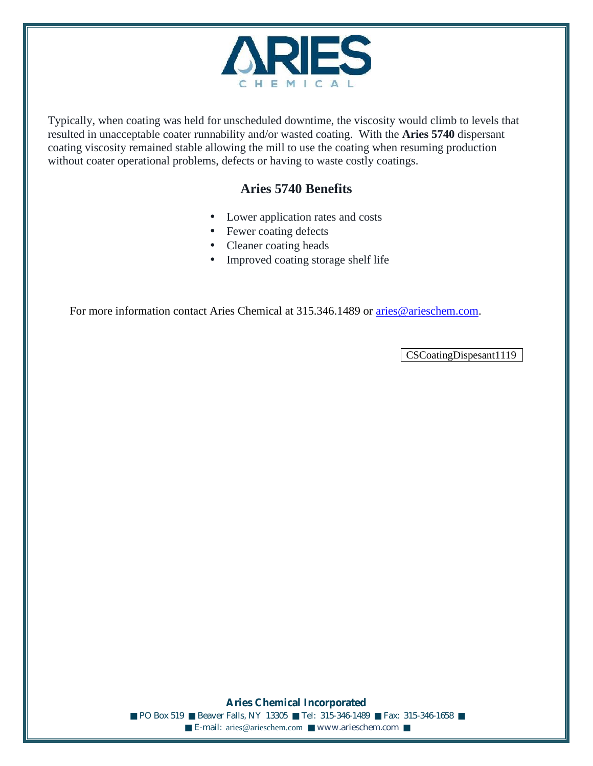Typically, when coating was held for unscheduled downtime, the viscosity would climb to levels that resulted in unacceptable coater runnability and/or wasted coating. With the **Aries 5740** dispersant coating viscosity remained stable allowing the mill to use the coating when resuming production without coater operational problems, defects or having to waste costly coatings.

## Aries 5740 Benefits

- Lower application rates and costs
- Fewer coating defects
- Cleaner coating heads
- Improved coating storage shelf life

For more information contact Aries Chemical at 315.346.1489 or aries@arieschem.com.

CSCoatingDispesant1119

**Aries Chemical Incorporated**

■ PO Box 519 ■ Beaver Falls, NY 13305 ■ Tel: 315-346-1489 ■ Fax: 315-346-1658 ■
■ E-mail: aries@arieschem.com ■ www.arieschem.com ■